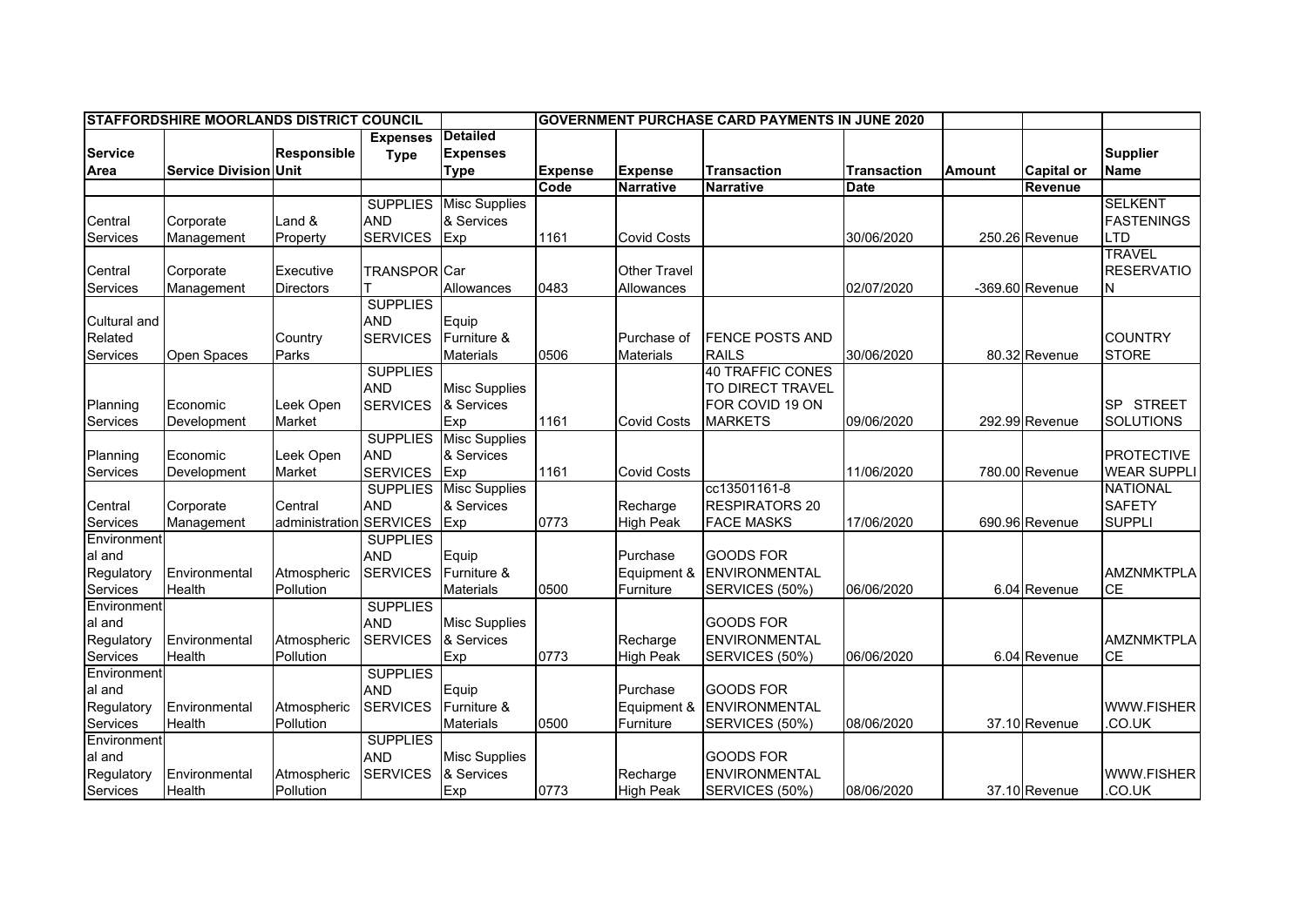| STAFFORDSHIRE MOORLANDS DISTRICT COUNCIL | | | | | GOVERNMENT PURCHASE CARD PAYMENTS IN JUNE 2020 | | | | | | |
|---|---|---|---|---|---|---|---|---|---|---|---|
| Service Area | Service Division | Responsible Unit | Expenses Type | Detailed Expenses Type | Expense Code | Expense Narrative | Transaction Narrative | Transaction Date | Amount | Capital or Revenue | Supplier Name |
| Central Services | Corporate Management | Land & Property | SUPPLIES AND SERVICES | Misc Supplies & Services Exp | 1161 | Covid Costs | | 30/06/2020 | 250.26 | Revenue | SELKENT FASTENINGS LTD |
| Central Services | Corporate Management | Executive Directors | TRANSPORT | Car Allowances | 0483 | Other Travel Allowances | | 02/07/2020 | -369.60 | Revenue | TRAVEL RESERVATION |
| Cultural and Related Services | Open Spaces | Country Parks | SUPPLIES AND SERVICES | Equip Furniture & Materials | 0506 | Purchase of Materials | FENCE POSTS AND RAILS | 30/06/2020 | 80.32 | Revenue | COUNTRY STORE |
| Planning Services | Economic Development | Leek Open Market | SUPPLIES AND SERVICES | Misc Supplies & Services Exp | 1161 | Covid Costs | 40 TRAFFIC CONES TO DIRECT TRAVEL FOR COVID 19 ON MARKETS | 09/06/2020 | 292.99 | Revenue | SP STREET SOLUTIONS |
| Planning Services | Economic Development | Leek Open Market | SUPPLIES AND SERVICES | Misc Supplies & Services Exp | 1161 | Covid Costs | | 11/06/2020 | 780.00 | Revenue | PROTECTIVE WEAR SUPPLI |
| Central Services | Corporate Management | Central administration | SUPPLIES AND SERVICES | Misc Supplies & Services Exp | 0773 | Recharge High Peak | cc13501161-8 RESPIRATORS 20 FACE MASKS | 17/06/2020 | 690.96 | Revenue | NATIONAL SAFETY SUPPLI |
| Environmental and Regulatory Services | Environmental Health | Atmospheric Pollution | SUPPLIES AND SERVICES | Equip Furniture & Materials | 0500 | Purchase Equipment & Furniture | GOODS FOR ENVIRONMENTAL SERVICES (50%) | 06/06/2020 | 6.04 | Revenue | AMZNMKTPLACE |
| Environmental and Regulatory Services | Environmental Health | Atmospheric Pollution | SUPPLIES AND SERVICES | Misc Supplies & Services Exp | 0773 | Recharge High Peak | GOODS FOR ENVIRONMENTAL SERVICES (50%) | 06/06/2020 | 6.04 | Revenue | AMZNMKTPLACE |
| Environmental and Regulatory Services | Environmental Health | Atmospheric Pollution | SUPPLIES AND SERVICES | Equip Furniture & Materials | 0500 | Purchase Equipment & Furniture | GOODS FOR ENVIRONMENTAL SERVICES (50%) | 08/06/2020 | 37.10 | Revenue | WWW.FISHER.CO.UK |
| Environmental and Regulatory Services | Environmental Health | Atmospheric Pollution | SUPPLIES AND SERVICES | Misc Supplies & Services Exp | 0773 | Recharge High Peak | GOODS FOR ENVIRONMENTAL SERVICES (50%) | 08/06/2020 | 37.10 | Revenue | WWW.FISHER.CO.UK |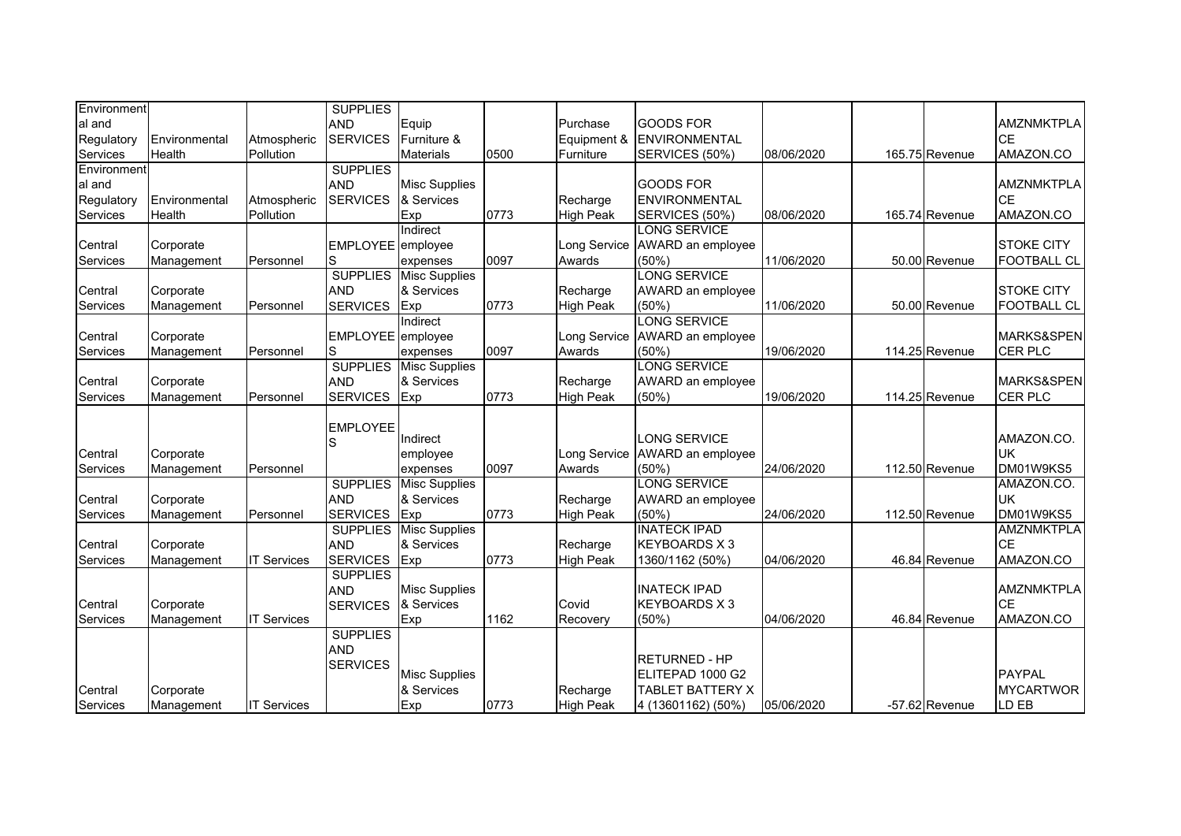| | | | | | | | | | | | | |
|---|---|---|---|---|---|---|---|---|---|---|---|---|
| Environmental and Regulatory Services | Environmental Health | Atmospheric Pollution | SUPPLIES AND SERVICES | Equip Furniture & Materials | 0500 | Purchase Equipment & Furniture | GOODS FOR ENVIRONMENTAL SERVICES (50%) | 08/06/2020 | | 165.75 | Revenue | AMZNMKTPLACE AMAZON.CO |
| Environmental and Regulatory Services | Environmental Health | Atmospheric Pollution | SUPPLIES AND SERVICES | Misc Supplies & Services Exp | 0773 | Recharge High Peak | GOODS FOR ENVIRONMENTAL SERVICES (50%) | 08/06/2020 | | 165.74 | Revenue | AMZNMKTPLACE AMAZON.CO |
| Central Services | Corporate Management | Personnel | EMPLOYEES | Indirect employee expenses | 0097 | Long Service Awards | LONG SERVICE AWARD an employee (50%) | 11/06/2020 | | 50.00 | Revenue | STOKE CITY FOOTBALL CL |
| Central Services | Corporate Management | Personnel | SUPPLIES AND SERVICES | Misc Supplies & Services Exp | 0773 | Recharge High Peak | LONG SERVICE AWARD an employee (50%) | 11/06/2020 | | 50.00 | Revenue | STOKE CITY FOOTBALL CL |
| Central Services | Corporate Management | Personnel | EMPLOYEES | Indirect employee expenses | 0097 | Long Service Awards | LONG SERVICE AWARD an employee (50%) | 19/06/2020 | | 114.25 | Revenue | MARKS&SPENCER PLC |
| Central Services | Corporate Management | Personnel | SUPPLIES AND SERVICES | Misc Supplies & Services Exp | 0773 | Recharge High Peak | LONG SERVICE AWARD an employee (50%) | 19/06/2020 | | 114.25 | Revenue | MARKS&SPENCER PLC |
| Central Services | Corporate Management | Personnel | EMPLOYEES | Indirect employee expenses | 0097 | Long Service Awards | LONG SERVICE AWARD an employee (50%) | 24/06/2020 | | 112.50 | Revenue | AMAZON.CO.UK DM01W9KS5 |
| Central Services | Corporate Management | Personnel | SUPPLIES AND SERVICES | Misc Supplies & Services Exp | 0773 | Recharge High Peak | LONG SERVICE AWARD an employee (50%) | 24/06/2020 | | 112.50 | Revenue | AMAZON.CO.UK DM01W9KS5 |
| Central Services | Corporate Management | IT Services | SUPPLIES AND SERVICES | Misc Supplies & Services Exp | 0773 | Recharge High Peak | INATECK IPAD KEYBOARDS X 3 1360/1162 (50%) | 04/06/2020 | | 46.84 | Revenue | AMZNMKTPLACE AMAZON.CO |
| Central Services | Corporate Management | IT Services | SUPPLIES AND SERVICES | Misc Supplies & Services Exp | 1162 | Covid Recovery | INATECK IPAD KEYBOARDS X 3 (50%) | 04/06/2020 | | 46.84 | Revenue | AMZNMKTPLACE AMAZON.CO |
| Central Services | Corporate Management | IT Services | SUPPLIES AND SERVICES | Misc Supplies & Services Exp | 0773 | Recharge High Peak | RETURNED - HP ELITEPAD 1000 G2 TABLET BATTERY X 4 (13601162) (50%) | 05/06/2020 | | -57.62 | Revenue | PAYPAL MYCARTWORLD EB |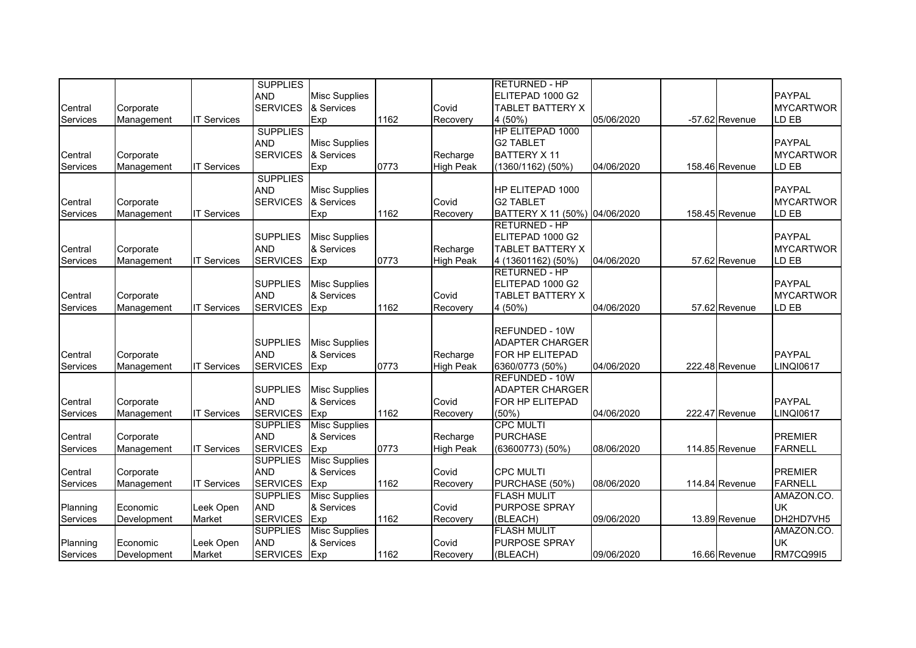| | | | | | | | | | | | |
|---|---|---|---|---|---|---|---|---|---|---|---|
| Central Services | Corporate Management | IT Services | SUPPLIES AND SERVICES | Misc Supplies & Services Exp | 1162 | Covid Recovery | RETURNED - HP ELITEPAD 1000 G2 TABLET BATTERY X 4 (50%) | 05/06/2020 | -57.62 | Revenue | PAYPAL MYCARTWORLD EB |
| Central Services | Corporate Management | IT Services | SUPPLIES AND SERVICES | Misc Supplies & Services Exp | 0773 | Recharge High Peak | HP ELITEPAD 1000 G2 TABLET BATTERY X 11 (1360/1162) (50%) | 04/06/2020 | 158.46 | Revenue | PAYPAL MYCARTWORLD EB |
| Central Services | Corporate Management | IT Services | SUPPLIES AND SERVICES | Misc Supplies & Services Exp | 1162 | Covid Recovery | HP ELITEPAD 1000 G2 TABLET BATTERY X 11 (50%) | 04/06/2020 | 158.45 | Revenue | PAYPAL MYCARTWORLD EB |
| Central Services | Corporate Management | IT Services | SUPPLIES AND SERVICES | Misc Supplies & Services Exp | 0773 | Recharge High Peak | RETURNED - HP ELITEPAD 1000 G2 TABLET BATTERY X 4 (13601162) (50%) | 04/06/2020 | 57.62 | Revenue | PAYPAL MYCARTWORLD EB |
| Central Services | Corporate Management | IT Services | SUPPLIES AND SERVICES | Misc Supplies & Services Exp | 1162 | Covid Recovery | RETURNED - HP ELITEPAD 1000 G2 TABLET BATTERY X 4 (50%) | 04/06/2020 | 57.62 | Revenue | PAYPAL MYCARTWORLD EB |
| Central Services | Corporate Management | IT Services | SUPPLIES AND SERVICES | Misc Supplies & Services Exp | 0773 | Recharge High Peak | REFUNDED - 10W ADAPTER CHARGER FOR HP ELITEPAD 6360/0773 (50%) | 04/06/2020 | 222.48 | Revenue | PAYPAL LINQI0617 |
| Central Services | Corporate Management | IT Services | SUPPLIES AND SERVICES | Misc Supplies & Services Exp | 1162 | Covid Recovery | REFUNDED - 10W ADAPTER CHARGER FOR HP ELITEPAD (50%) | 04/06/2020 | 222.47 | Revenue | PAYPAL LINQI0617 |
| Central Services | Corporate Management | IT Services | SUPPLIES AND SERVICES | Misc Supplies & Services Exp | 0773 | Recharge High Peak | CPC MULTI PURCHASE (63600773) (50%) | 08/06/2020 | 114.85 | Revenue | PREMIER FARNELL |
| Central Services | Corporate Management | IT Services | SUPPLIES AND SERVICES | Misc Supplies & Services Exp | 1162 | Covid Recovery | CPC MULTI PURCHASE (50%) | 08/06/2020 | 114.84 | Revenue | PREMIER FARNELL |
| Planning Services | Economic Development | Leek Open Market | SUPPLIES AND SERVICES | Misc Supplies & Services Exp | 1162 | Covid Recovery | FLASH MULIT PURPOSE SPRAY (BLEACH) | 09/06/2020 | 13.89 | Revenue | AMAZON.CO.UK DH2HD7VH5 |
| Planning Services | Economic Development | Leek Open Market | SUPPLIES AND SERVICES | Misc Supplies & Services Exp | 1162 | Covid Recovery | FLASH MULIT PURPOSE SPRAY (BLEACH) | 09/06/2020 | 16.66 | Revenue | AMAZON.CO.UK RM7CQ99I5 |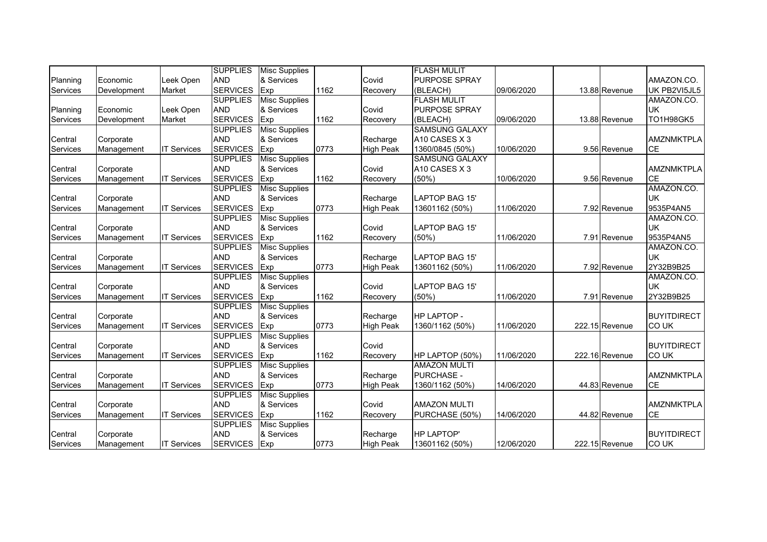| | | | | | | | | | | | |
|---|---|---|---|---|---|---|---|---|---|---|---|
| Planning Services | Economic Development | Leek Open Market | SUPPLIES AND SERVICES | Misc Supplies & Services Exp | 1162 | Covid Recovery | FLASH MULIT PURPOSE SPRAY (BLEACH) | 09/06/2020 | 13.88 | Revenue | AMAZON.CO. UK PB2VI5JL5 |
| Planning Services | Economic Development | Leek Open Market | SUPPLIES AND SERVICES | Misc Supplies & Services Exp | 1162 | Covid Recovery | FLASH MULIT PURPOSE SPRAY (BLEACH) | 09/06/2020 | 13.88 | Revenue | AMAZON.CO. UK TO1H98GK5 |
| Central Services | Corporate Management | IT Services | SUPPLIES AND SERVICES | Misc Supplies & Services Exp | 0773 | Recharge High Peak | SAMSUNG GALAXY A10 CASES X 3 1360/0845 (50%) | 10/06/2020 | 9.56 | Revenue | AMZNMKTPLA CE |
| Central Services | Corporate Management | IT Services | SUPPLIES AND SERVICES | Misc Supplies & Services Exp | 1162 | Covid Recovery | SAMSUNG GALAXY A10 CASES X 3 (50%) | 10/06/2020 | 9.56 | Revenue | AMZNMKTPLA CE |
| Central Services | Corporate Management | IT Services | SUPPLIES AND SERVICES | Misc Supplies & Services Exp | 0773 | Recharge High Peak | LAPTOP BAG 15' 13601162 (50%) | 11/06/2020 | 7.92 | Revenue | AMAZON.CO. UK 9535P4AN5 |
| Central Services | Corporate Management | IT Services | SUPPLIES AND SERVICES | Misc Supplies & Services Exp | 1162 | Covid Recovery | LAPTOP BAG 15' (50%) | 11/06/2020 | 7.91 | Revenue | AMAZON.CO. UK 9535P4AN5 |
| Central Services | Corporate Management | IT Services | SUPPLIES AND SERVICES | Misc Supplies & Services Exp | 0773 | Recharge High Peak | LAPTOP BAG 15' 13601162 (50%) | 11/06/2020 | 7.92 | Revenue | AMAZON.CO. UK 2Y32B9B25 |
| Central Services | Corporate Management | IT Services | SUPPLIES AND SERVICES | Misc Supplies & Services Exp | 1162 | Covid Recovery | LAPTOP BAG 15' (50%) | 11/06/2020 | 7.91 | Revenue | AMAZON.CO. UK 2Y32B9B25 |
| Central Services | Corporate Management | IT Services | SUPPLIES AND SERVICES | Misc Supplies & Services Exp | 0773 | Recharge High Peak | HP LAPTOP - 1360/1162 (50%) | 11/06/2020 | 222.15 | Revenue | BUYITDIRECT CO UK |
| Central Services | Corporate Management | IT Services | SUPPLIES AND SERVICES | Misc Supplies & Services Exp | 1162 | Covid Recovery | HP LAPTOP (50%) | 11/06/2020 | 222.16 | Revenue | BUYITDIRECT CO UK |
| Central Services | Corporate Management | IT Services | SUPPLIES AND SERVICES | Misc Supplies & Services Exp | 0773 | Recharge High Peak | AMAZON MULTI PURCHASE - 1360/1162 (50%) | 14/06/2020 | 44.83 | Revenue | AMZNMKTPLA CE |
| Central Services | Corporate Management | IT Services | SUPPLIES AND SERVICES | Misc Supplies & Services Exp | 1162 | Covid Recovery | AMAZON MULTI PURCHASE (50%) | 14/06/2020 | 44.82 | Revenue | AMZNMKTPLA CE |
| Central Services | Corporate Management | IT Services | SUPPLIES AND SERVICES | Misc Supplies & Services Exp | 0773 | Recharge High Peak | HP LAPTOP' 13601162 (50%) | 12/06/2020 | 222.15 | Revenue | BUYITDIRECT CO UK |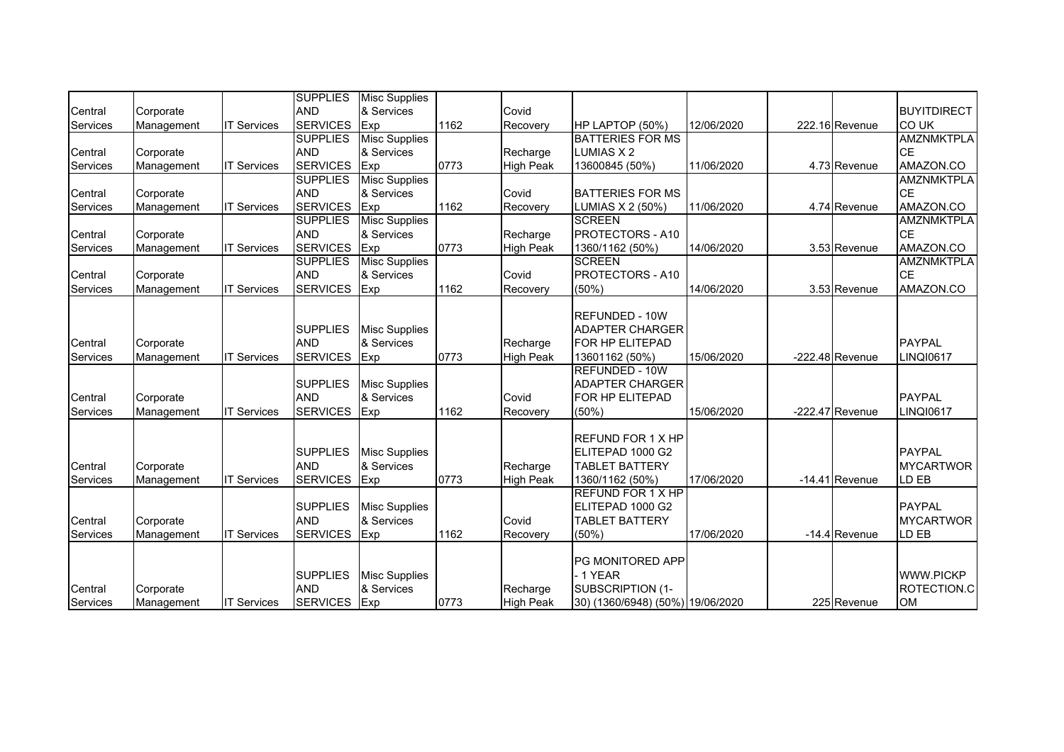| | | | | | | | | | | | |
|---|---|---|---|---|---|---|---|---|---|---|---|
| Central Services | Corporate Management | IT Services | SUPPLIES AND SERVICES | Misc Supplies & Services Exp | 1162 | Covid Recovery | HP LAPTOP (50%) | 12/06/2020 | 222.16 | Revenue | BUYITDIRECT CO UK |
| Central Services | Corporate Management | IT Services | SUPPLIES AND SERVICES | Misc Supplies & Services Exp | 0773 | Recharge High Peak | BATTERIES FOR MS LUMIAS X 2 13600845 (50%) | 11/06/2020 | 4.73 | Revenue | AMZNMKTPLACE AMAZON.CO |
| Central Services | Corporate Management | IT Services | SUPPLIES AND SERVICES | Misc Supplies & Services Exp | 1162 | Covid Recovery | BATTERIES FOR MS LUMIAS X 2 (50%) | 11/06/2020 | 4.74 | Revenue | AMZNMKTPLACE AMAZON.CO |
| Central Services | Corporate Management | IT Services | SUPPLIES AND SERVICES | Misc Supplies & Services Exp | 0773 | Recharge High Peak | SCREEN PROTECTORS - A10 1360/1162 (50%) | 14/06/2020 | 3.53 | Revenue | AMZNMKTPLACE AMAZON.CO |
| Central Services | Corporate Management | IT Services | SUPPLIES AND SERVICES | Misc Supplies & Services Exp | 1162 | Covid Recovery | SCREEN PROTECTORS - A10 (50%) | 14/06/2020 | 3.53 | Revenue | AMZNMKTPLACE AMAZON.CO |
| Central Services | Corporate Management | IT Services | SUPPLIES AND SERVICES | Misc Supplies & Services Exp | 0773 | Recharge High Peak | REFUNDED - 10W ADAPTER CHARGER FOR HP ELITEPAD 13601162 (50%) | 15/06/2020 | -222.48 | Revenue | PAYPAL LINQI0617 |
| Central Services | Corporate Management | IT Services | SUPPLIES AND SERVICES | Misc Supplies & Services Exp | 1162 | Covid Recovery | REFUNDED - 10W ADAPTER CHARGER FOR HP ELITEPAD (50%) | 15/06/2020 | -222.47 | Revenue | PAYPAL LINQI0617 |
| Central Services | Corporate Management | IT Services | SUPPLIES AND SERVICES | Misc Supplies & Services Exp | 0773 | Recharge High Peak | REFUND FOR 1 X HP ELITEPAD 1000 G2 TABLET BATTERY 1360/1162 (50%) | 17/06/2020 | -14.41 | Revenue | PAYPAL MYCARTWORLD EB |
| Central Services | Corporate Management | IT Services | SUPPLIES AND SERVICES | Misc Supplies & Services Exp | 1162 | Covid Recovery | REFUND FOR 1 X HP ELITEPAD 1000 G2 TABLET BATTERY (50%) | 17/06/2020 | -14.4 | Revenue | PAYPAL MYCARTWORLD EB |
| Central Services | Corporate Management | IT Services | SUPPLIES AND SERVICES | Misc Supplies & Services Exp | 0773 | Recharge High Peak | PG MONITORED APP - 1 YEAR SUBSCRIPTION (1-30) (1360/6948) (50%) | 19/06/2020 | 225 | Revenue | WWW.PICKPROTECTION.COM |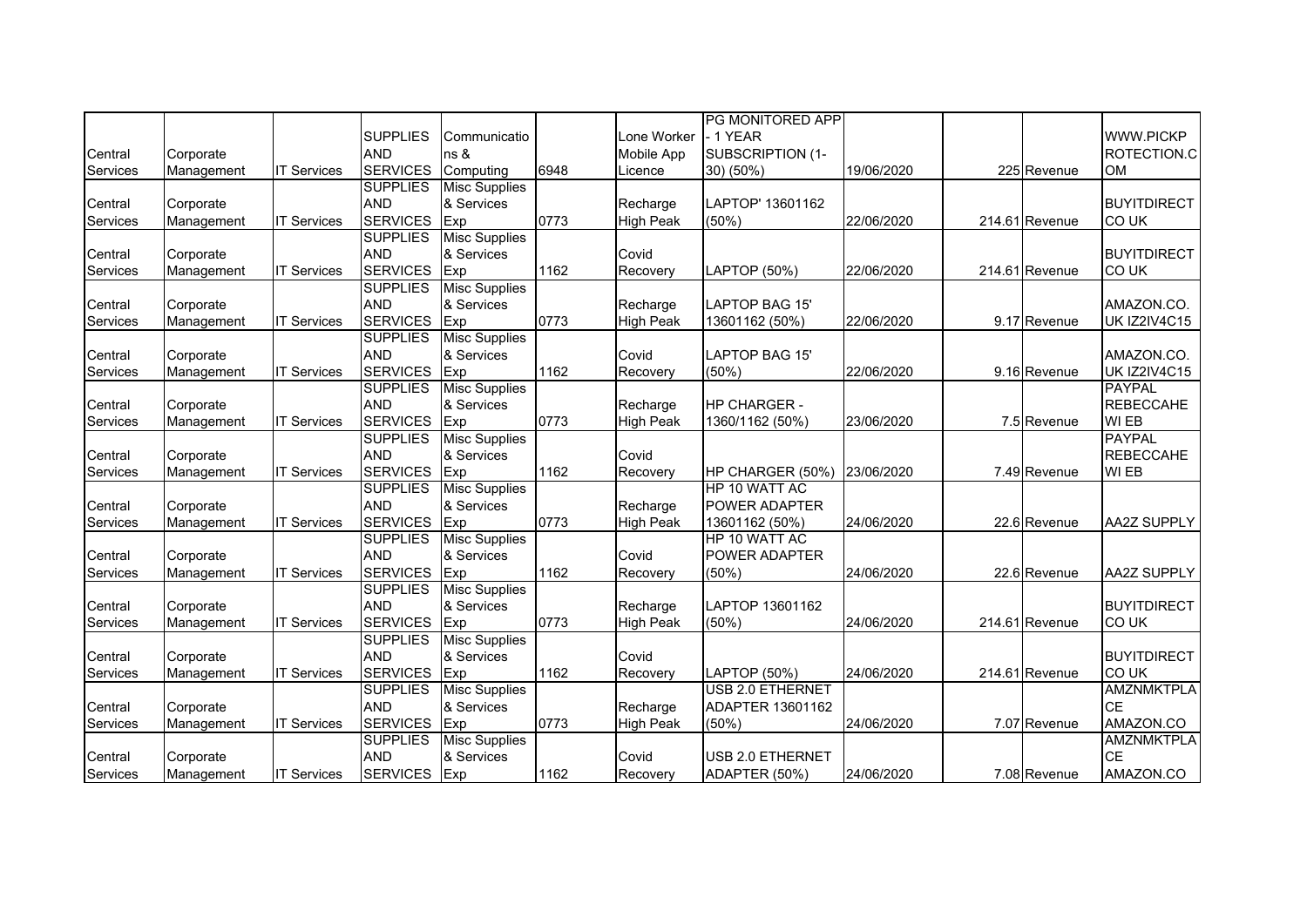| | | | | | | | | | | | |
|---|---|---|---|---|---|---|---|---|---|---|---|
| Central Services | Corporate Management | IT Services | SUPPLIES AND SERVICES | Communications & Computing | 6948 | Lone Worker Mobile App Licence | PG MONITORED APP - 1 YEAR SUBSCRIPTION (1-30) (50%) | 19/06/2020 | 225 | Revenue | WWW.PICKPROTECTION.COM |
| Central Services | Corporate Management | IT Services | SUPPLIES AND SERVICES | Misc Supplies & Services Exp | 0773 | Recharge High Peak | LAPTOP' 13601162 (50%) | 22/06/2020 | 214.61 | Revenue | BUYITDIRECT CO UK |
| Central Services | Corporate Management | IT Services | SUPPLIES AND SERVICES | Misc Supplies & Services Exp | 1162 | Covid Recovery | LAPTOP (50%) | 22/06/2020 | 214.61 | Revenue | BUYITDIRECT CO UK |
| Central Services | Corporate Management | IT Services | SUPPLIES AND SERVICES | Misc Supplies & Services Exp | 0773 | Recharge High Peak | LAPTOP BAG 15' 13601162 (50%) | 22/06/2020 | 9.17 | Revenue | AMAZON.CO.UK IZ2IV4C15 |
| Central Services | Corporate Management | IT Services | SUPPLIES AND SERVICES | Misc Supplies & Services Exp | 1162 | Covid Recovery | LAPTOP BAG 15' (50%) | 22/06/2020 | 9.16 | Revenue | AMAZON.CO.UK IZ2IV4C15 |
| Central Services | Corporate Management | IT Services | SUPPLIES AND SERVICES | Misc Supplies & Services Exp | 0773 | Recharge High Peak | HP CHARGER - 1360/1162 (50%) | 23/06/2020 | 7.5 | Revenue | PAYPAL REBECCAHEWI EB |
| Central Services | Corporate Management | IT Services | SUPPLIES AND SERVICES | Misc Supplies & Services Exp | 1162 | Covid Recovery | HP CHARGER (50%) | 23/06/2020 | 7.49 | Revenue | PAYPAL REBECCAHEWI EB |
| Central Services | Corporate Management | IT Services | SUPPLIES AND SERVICES | Misc Supplies & Services Exp | 0773 | Recharge High Peak | HP 10 WATT AC POWER ADAPTER 13601162 (50%) | 24/06/2020 | 22.6 | Revenue | AA2Z SUPPLY |
| Central Services | Corporate Management | IT Services | SUPPLIES AND SERVICES | Misc Supplies & Services Exp | 1162 | Covid Recovery | HP 10 WATT AC POWER ADAPTER (50%) | 24/06/2020 | 22.6 | Revenue | AA2Z SUPPLY |
| Central Services | Corporate Management | IT Services | SUPPLIES AND SERVICES | Misc Supplies & Services Exp | 0773 | Recharge High Peak | LAPTOP 13601162 (50%) | 24/06/2020 | 214.61 | Revenue | BUYITDIRECT CO UK |
| Central Services | Corporate Management | IT Services | SUPPLIES AND SERVICES | Misc Supplies & Services Exp | 1162 | Covid Recovery | LAPTOP (50%) | 24/06/2020 | 214.61 | Revenue | BUYITDIRECT CO UK |
| Central Services | Corporate Management | IT Services | SUPPLIES AND SERVICES | Misc Supplies & Services Exp | 0773 | Recharge High Peak | USB 2.0 ETHERNET ADAPTER 13601162 (50%) | 24/06/2020 | 7.07 | Revenue | AMZNMKTPLACE AMAZON.CO |
| Central Services | Corporate Management | IT Services | SUPPLIES AND SERVICES | Misc Supplies & Services Exp | 1162 | Covid Recovery | USB 2.0 ETHERNET ADAPTER (50%) | 24/06/2020 | 7.08 | Revenue | AMZNMKTPLACE AMAZON.CO |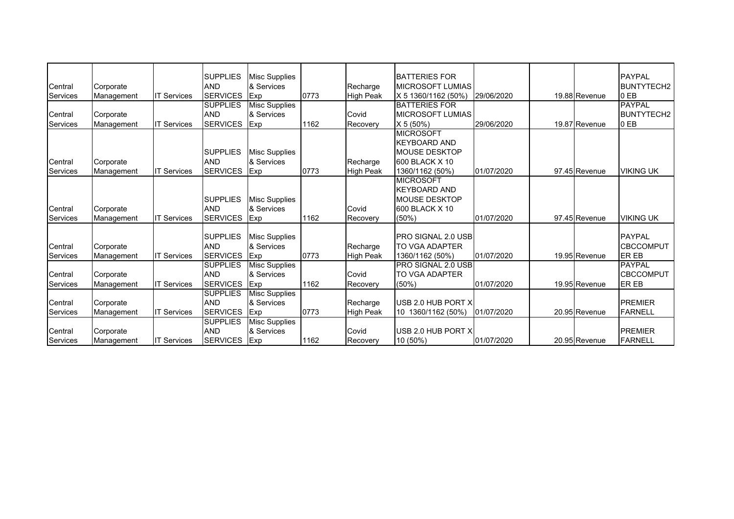| | | | | | | | | | | | | |
|---|---|---|---|---|---|---|---|---|---|---|---|---|
| Central Services | Corporate Management | IT Services | SUPPLIES AND SERVICES | Misc Supplies & Services Exp | 0773 | Recharge High Peak | BATTERIES FOR MICROSOFT LUMIAS X 5 1360/1162 (50%) | 29/06/2020 | | 19.88 | Revenue | PAYPAL BUNTYTECH20 EB |
| Central Services | Corporate Management | IT Services | SUPPLIES AND SERVICES | Misc Supplies & Services Exp | 1162 | Covid Recovery | BATTERIES FOR MICROSOFT LUMIAS X 5 (50%) | 29/06/2020 | | 19.87 | Revenue | PAYPAL BUNTYTECH20 EB |
| Central Services | Corporate Management | IT Services | SUPPLIES AND SERVICES | Misc Supplies & Services Exp | 0773 | Recharge High Peak | MICROSOFT KEYBOARD AND MOUSE DESKTOP 600 BLACK X 10 1360/1162 (50%) | 01/07/2020 | | 97.45 | Revenue | VIKING UK |
| Central Services | Corporate Management | IT Services | SUPPLIES AND SERVICES | Misc Supplies & Services Exp | 1162 | Covid Recovery | MICROSOFT KEYBOARD AND MOUSE DESKTOP 600 BLACK X 10 (50%) | 01/07/2020 | | 97.45 | Revenue | VIKING UK |
| Central Services | Corporate Management | IT Services | SUPPLIES AND SERVICES | Misc Supplies & Services Exp | 0773 | Recharge High Peak | PRO SIGNAL 2.0 USB TO VGA ADAPTER 1360/1162 (50%) | 01/07/2020 | | 19.95 | Revenue | PAYPAL CBCCOMPUTER EB |
| Central Services | Corporate Management | IT Services | SUPPLIES AND SERVICES | Misc Supplies & Services Exp | 1162 | Covid Recovery | PRO SIGNAL 2.0 USB TO VGA ADAPTER (50%) | 01/07/2020 | | 19.95 | Revenue | PAYPAL CBCCOMPUTER EB |
| Central Services | Corporate Management | IT Services | SUPPLIES AND SERVICES | Misc Supplies & Services Exp | 0773 | Recharge High Peak | USB 2.0 HUB PORT X 10 1360/1162 (50%) | 01/07/2020 | | 20.95 | Revenue | PREMIER FARNELL |
| Central Services | Corporate Management | IT Services | SUPPLIES AND SERVICES | Misc Supplies & Services Exp | 1162 | Covid Recovery | USB 2.0 HUB PORT X 10 (50%) | 01/07/2020 | | 20.95 | Revenue | PREMIER FARNELL |